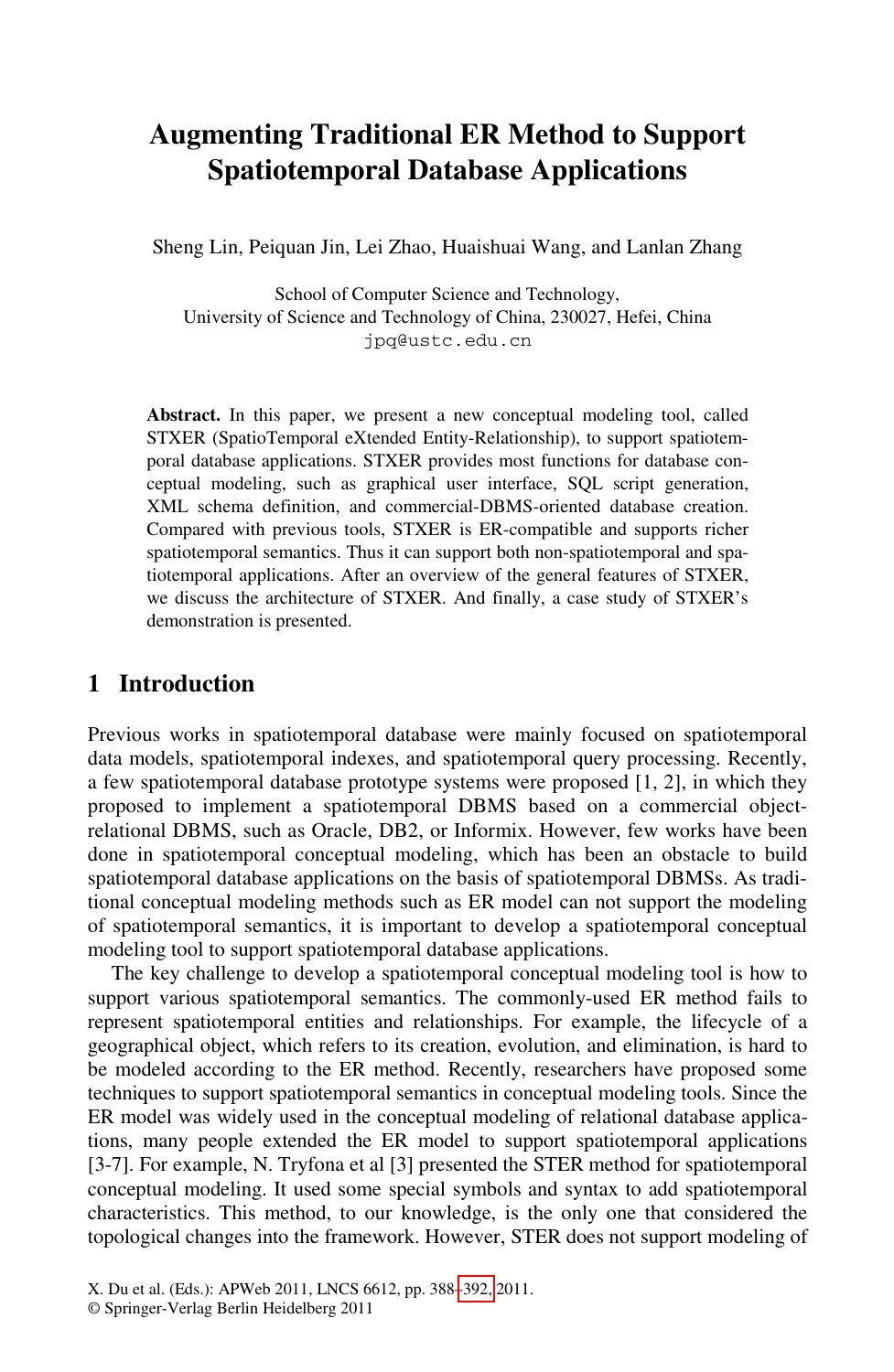# Augmenting Traditional ER Method to Support Spatiotemporal Database Applications

Sheng Lin, Peiquan Jin, Lei Zhao, Huaishuai Wang, and Lanlan Zhang

School of Computer Science and Technology,
University of Science and Technology of China, 230027, Hefei, China
jpq@ustc.edu.cn

**Abstract.** In this paper, we present a new conceptual modeling tool, called STXER (SpatioTemporal eXtended Entity-Relationship), to support spatiotemporal database applications. STXER provides most functions for database conceptual modeling, such as graphical user interface, SQL script generation, XML schema definition, and commercial-DBMS-oriented database creation. Compared with previous tools, STXER is ER-compatible and supports richer spatiotemporal semantics. Thus it can support both non-spatiotemporal and spatiotemporal applications. After an overview of the general features of STXER, we discuss the architecture of STXER. And finally, a case study of STXER's demonstration is presented.

## 1 Introduction

Previous works in spatiotemporal database were mainly focused on spatiotemporal data models, spatiotemporal indexes, and spatiotemporal query processing. Recently, a few spatiotemporal database prototype systems were proposed [1, 2], in which they proposed to implement a spatiotemporal DBMS based on a commercial object-relational DBMS, such as Oracle, DB2, or Informix. However, few works have been done in spatiotemporal conceptual modeling, which has been an obstacle to build spatiotemporal database applications on the basis of spatiotemporal DBMSs. As traditional conceptual modeling methods such as ER model can not support the modeling of spatiotemporal semantics, it is important to develop a spatiotemporal conceptual modeling tool to support spatiotemporal database applications.

The key challenge to develop a spatiotemporal conceptual modeling tool is how to support various spatiotemporal semantics. The commonly-used ER method fails to represent spatiotemporal entities and relationships. For example, the lifecycle of a geographical object, which refers to its creation, evolution, and elimination, is hard to be modeled according to the ER method. Recently, researchers have proposed some techniques to support spatiotemporal semantics in conceptual modeling tools. Since the ER model was widely used in the conceptual modeling of relational database applications, many people extended the ER model to support spatiotemporal applications [3-7]. For example, N. Tryfona et al [3] presented the STER method for spatiotemporal conceptual modeling. It used some special symbols and syntax to add spatiotemporal characteristics. This method, to our knowledge, is the only one that considered the topological changes into the framework. However, STER does not support modeling of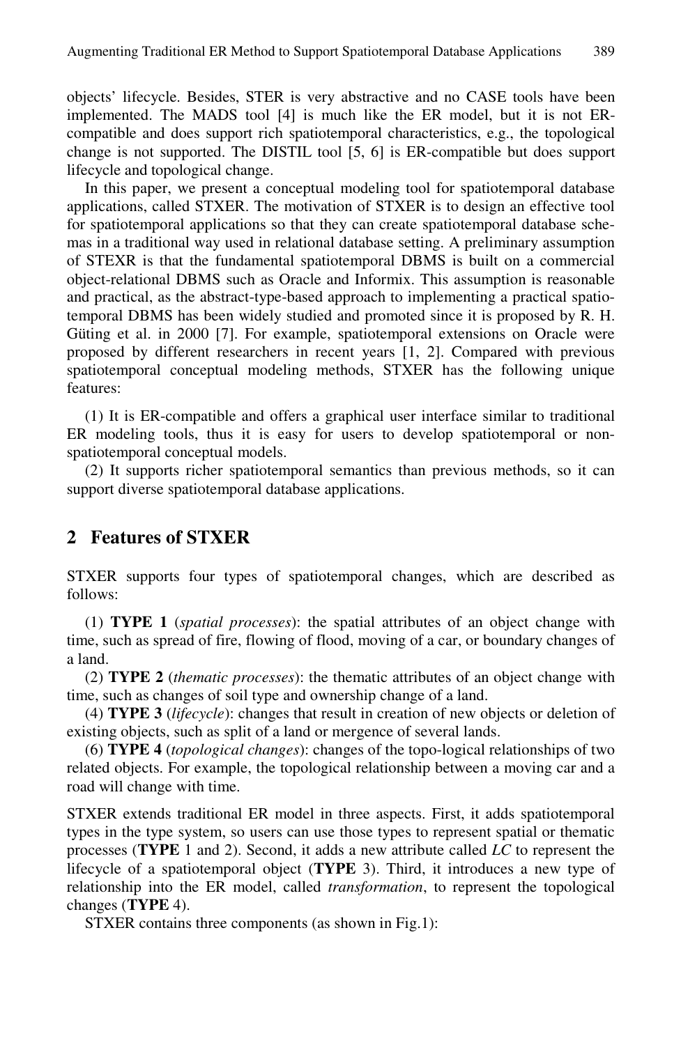objects' lifecycle. Besides, STER is very abstractive and no CASE tools have been implemented. The MADS tool [4] is much like the ER model, but it is not ER-compatible and does support rich spatiotemporal characteristics, e.g., the topological change is not supported. The DISTIL tool [5, 6] is ER-compatible but does support lifecycle and topological change.

In this paper, we present a conceptual modeling tool for spatiotemporal database applications, called STXER. The motivation of STXER is to design an effective tool for spatiotemporal applications so that they can create spatiotemporal database schemas in a traditional way used in relational database setting. A preliminary assumption of STEXR is that the fundamental spatiotemporal DBMS is built on a commercial object-relational DBMS such as Oracle and Informix. This assumption is reasonable and practical, as the abstract-type-based approach to implementing a practical spatiotemporal DBMS has been widely studied and promoted since it is proposed by R. H. Güting et al. in 2000 [7]. For example, spatiotemporal extensions on Oracle were proposed by different researchers in recent years [1, 2]. Compared with previous spatiotemporal conceptual modeling methods, STXER has the following unique features:

(1) It is ER-compatible and offers a graphical user interface similar to traditional ER modeling tools, thus it is easy for users to develop spatiotemporal or non-spatiotemporal conceptual models.

(2) It supports richer spatiotemporal semantics than previous methods, so it can support diverse spatiotemporal database applications.

## 2 Features of STXER

STXER supports four types of spatiotemporal changes, which are described as follows:

(1) **TYPE 1** (*spatial processes*): the spatial attributes of an object change with time, such as spread of fire, flowing of flood, moving of a car, or boundary changes of a land.

(2) **TYPE 2** (*thematic processes*): the thematic attributes of an object change with time, such as changes of soil type and ownership change of a land.

(4) **TYPE 3** (*lifecycle*): changes that result in creation of new objects or deletion of existing objects, such as split of a land or mergence of several lands.

(6) **TYPE 4** (*topological changes*): changes of the topo-logical relationships of two related objects. For example, the topological relationship between a moving car and a road will change with time.

STXER extends traditional ER model in three aspects. First, it adds spatiotemporal types in the type system, so users can use those types to represent spatial or thematic processes (**TYPE** 1 and 2). Second, it adds a new attribute called *LC* to represent the lifecycle of a spatiotemporal object (**TYPE** 3). Third, it introduces a new type of relationship into the ER model, called *transformation*, to represent the topological changes (**TYPE** 4).

STXER contains three components (as shown in Fig.1):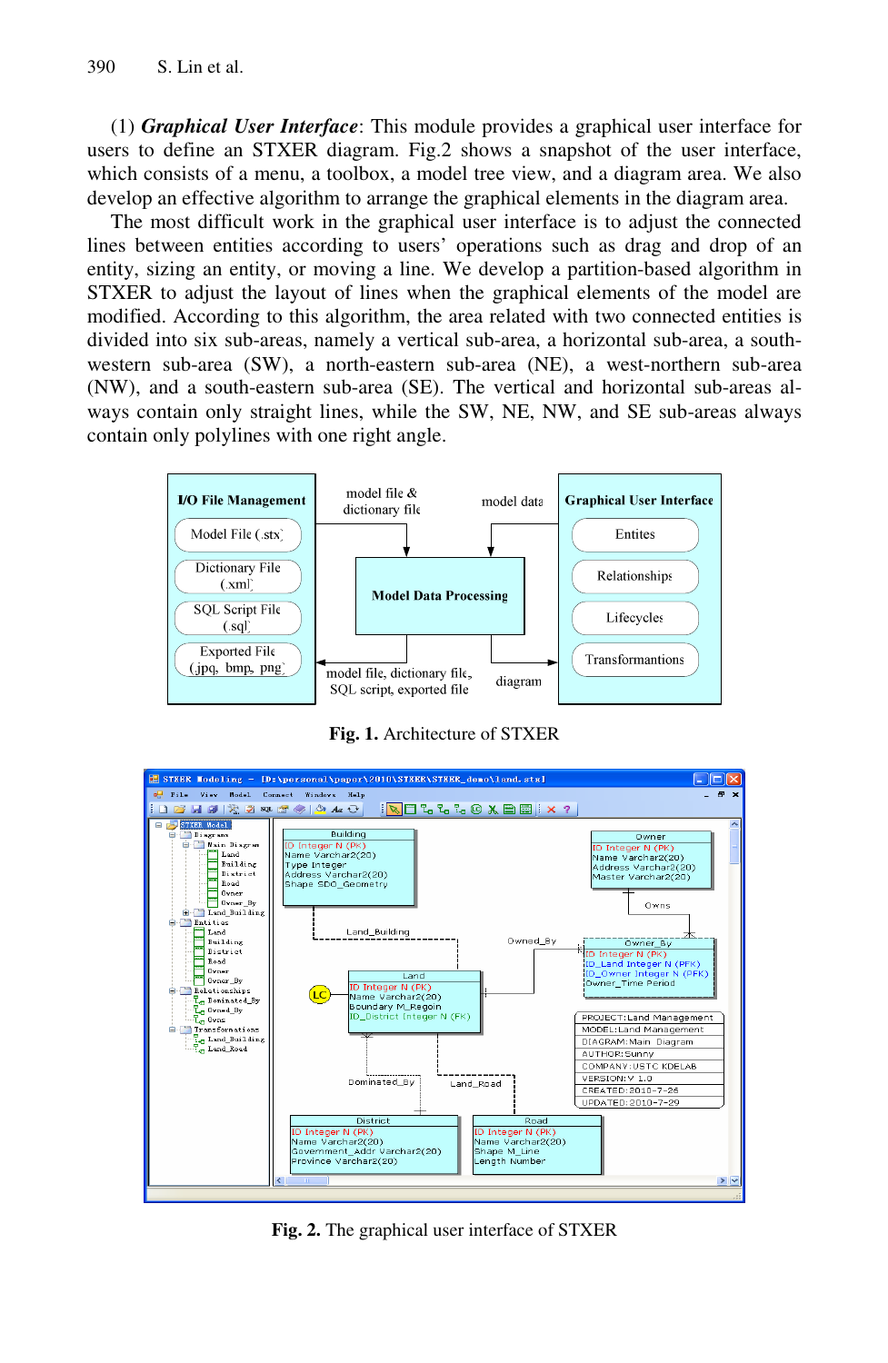(1) ***Graphical User Interface***: This module provides a graphical user interface for users to define an STXER diagram. Fig.2 shows a snapshot of the user interface, which consists of a menu, a toolbox, a model tree view, and a diagram area. We also develop an effective algorithm to arrange the graphical elements in the diagram area.

The most difficult work in the graphical user interface is to adjust the connected lines between entities according to users' operations such as drag and drop of an entity, sizing an entity, or moving a line. We develop a partition-based algorithm in STXER to adjust the layout of lines when the graphical elements of the model are modified. According to this algorithm, the area related with two connected entities is divided into six sub-areas, namely a vertical sub-area, a horizontal sub-area, a south-western sub-area (SW), a north-eastern sub-area (NE), a west-northern sub-area (NW), and a south-eastern sub-area (SE). The vertical and horizontal sub-areas always contain only straight lines, while the SW, NE, NW, and SE sub-areas always contain only polylines with one right angle.

**Fig. 1.** Architecture of STXER

**Fig. 2.** The graphical user interface of STXER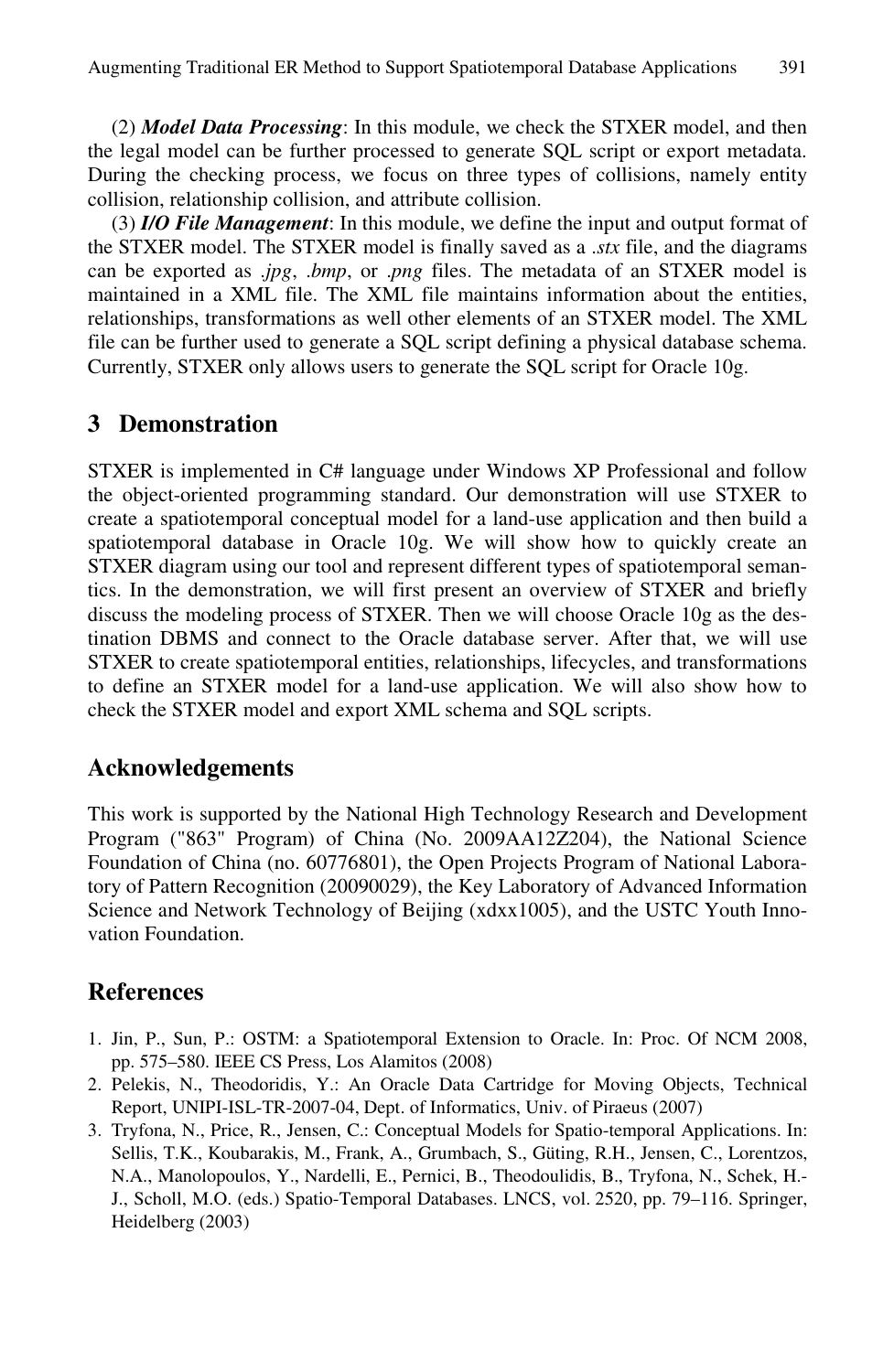(2) ***Model Data Processing***: In this module, we check the STXER model, and then the legal model can be further processed to generate SQL script or export metadata. During the checking process, we focus on three types of collisions, namely entity collision, relationship collision, and attribute collision.

(3) ***I/O File Management***: In this module, we define the input and output format of the STXER model. The STXER model is finally saved as a *.stx* file, and the diagrams can be exported as *.jpg*, *.bmp*, or *.png* files. The metadata of an STXER model is maintained in a XML file. The XML file maintains information about the entities, relationships, transformations as well other elements of an STXER model. The XML file can be further used to generate a SQL script defining a physical database schema. Currently, STXER only allows users to generate the SQL script for Oracle 10g.

## 3 Demonstration

STXER is implemented in C# language under Windows XP Professional and follow the object-oriented programming standard. Our demonstration will use STXER to create a spatiotemporal conceptual model for a land-use application and then build a spatiotemporal database in Oracle 10g. We will show how to quickly create an STXER diagram using our tool and represent different types of spatiotemporal semantics. In the demonstration, we will first present an overview of STXER and briefly discuss the modeling process of STXER. Then we will choose Oracle 10g as the destination DBMS and connect to the Oracle database server. After that, we will use STXER to create spatiotemporal entities, relationships, lifecycles, and transformations to define an STXER model for a land-use application. We will also show how to check the STXER model and export XML schema and SQL scripts.

## Acknowledgements

This work is supported by the National High Technology Research and Development Program ("863" Program) of China (No. 2009AA12Z204), the National Science Foundation of China (no. 60776801), the Open Projects Program of National Laboratory of Pattern Recognition (20090029), the Key Laboratory of Advanced Information Science and Network Technology of Beijing (xdxx1005), and the USTC Youth Innovation Foundation.

## References

1. Jin, P., Sun, P.: OSTM: a Spatiotemporal Extension to Oracle. In: Proc. Of NCM 2008, pp. 575–580. IEEE CS Press, Los Alamitos (2008)
2. Pelekis, N., Theodoridis, Y.: An Oracle Data Cartridge for Moving Objects, Technical Report, UNIPI-ISL-TR-2007-04, Dept. of Informatics, Univ. of Piraeus (2007)
3. Tryfona, N., Price, R., Jensen, C.: Conceptual Models for Spatio-temporal Applications. In: Sellis, T.K., Koubarakis, M., Frank, A., Grumbach, S., Güting, R.H., Jensen, C., Lorentzos, N.A., Manolopoulos, Y., Nardelli, E., Pernici, B., Theodoulidis, B., Tryfona, N., Schek, H.-J., Scholl, M.O. (eds.) Spatio-Temporal Databases. LNCS, vol. 2520, pp. 79–116. Springer, Heidelberg (2003)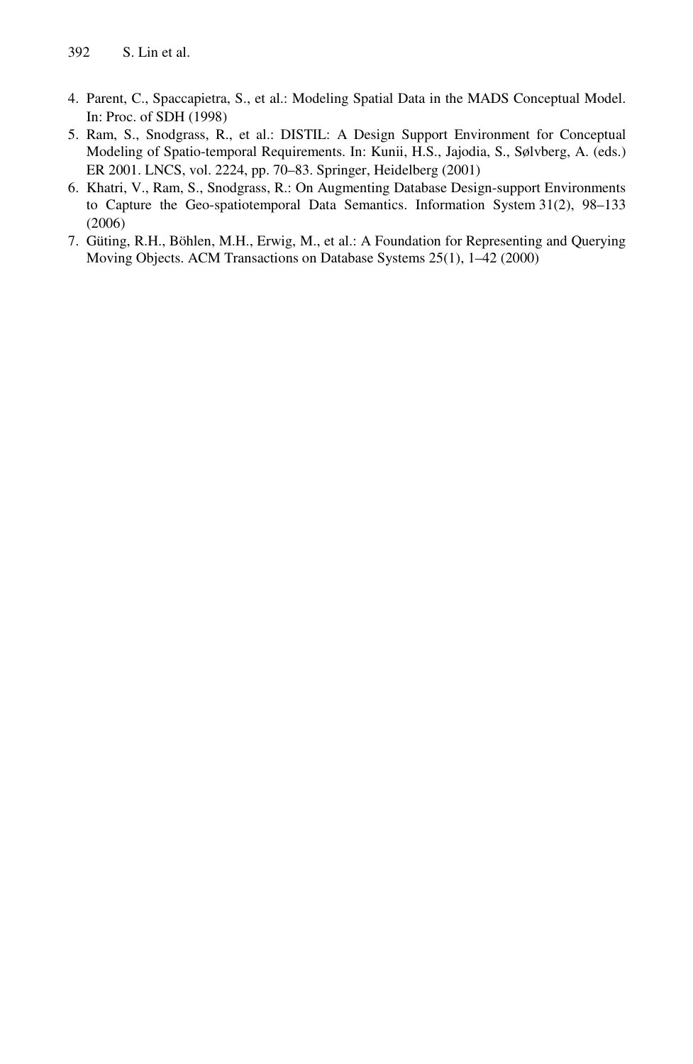4. Parent, C., Spaccapietra, S., et al.: Modeling Spatial Data in the MADS Conceptual Model. In: Proc. of SDH (1998)
5. Ram, S., Snodgrass, R., et al.: DISTIL: A Design Support Environment for Conceptual Modeling of Spatio-temporal Requirements. In: Kunii, H.S., Jajodia, S., Sølvberg, A. (eds.) ER 2001. LNCS, vol. 2224, pp. 70–83. Springer, Heidelberg (2001)
6. Khatri, V., Ram, S., Snodgrass, R.: On Augmenting Database Design-support Environments to Capture the Geo-spatiotemporal Data Semantics. Information System 31(2), 98–133 (2006)
7. Güting, R.H., Böhlen, M.H., Erwig, M., et al.: A Foundation for Representing and Querying Moving Objects. ACM Transactions on Database Systems 25(1), 1–42 (2000)